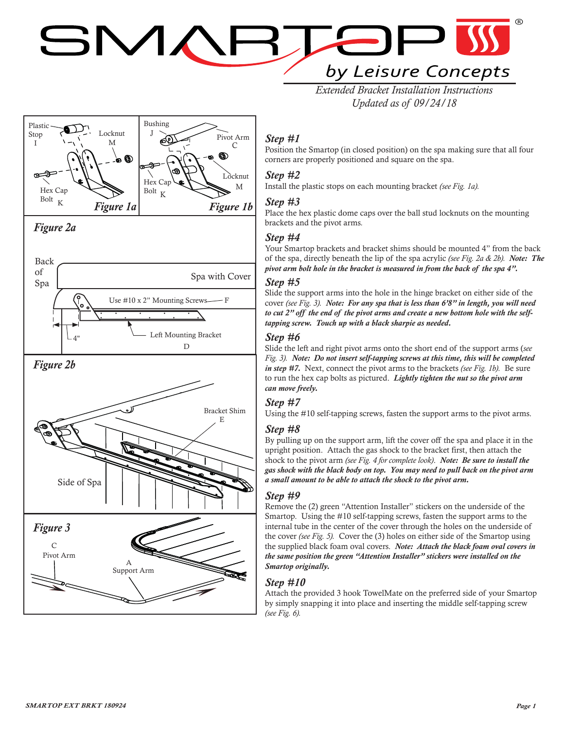# SMARTOP by Leisure Concepts

*Extended Bracket Installation Instructions*
*Updated as of 09/24/18*

Plastic Stop I
Locknut M
Hex Cap Bolt K
*Figure 1a*

Bushing J
Pivot Arm C
Hex Cap Bolt K
Locknut M
*Figure 1b*

*Figure 2a*

Back of Spa
Spa with Cover
Use #10 x 2" Mounting Screws F
4"
Left Mounting Bracket D

*Figure 2b*

Bracket Shim E
Side of Spa

*Figure 3*

C Pivot Arm
A Support Arm

### *Step #1*

Position the Smartop (in closed position) on the spa making sure that all four corners are properly positioned and square on the spa.

### *Step #2*

Install the plastic stops on each mounting bracket *(see Fig. 1a).*

### *Step #3*

Place the hex plastic dome caps over the ball stud locknuts on the mounting brackets and the pivot arms.

### *Step #4*

Your Smartop brackets and bracket shims should be mounted 4" from the back of the spa, directly beneath the lip of the spa acrylic *(see Fig. 2a & 2b).* ***Note: The pivot arm bolt hole in the bracket is measured in from the back of the spa 4".***

### *Step #5*

Slide the support arms into the hole in the hinge bracket on either side of the cover *(see Fig. 3).* ***Note: For any spa that is less than 6'8" in length, you will need to cut 2" off the end of the pivot arms and create a new bottom hole with the self-tapping screw. Touch up with a black sharpie as needed.***

### *Step #6*

Slide the left and right pivot arms onto the short end of the support arms (*see Fig. 3).* ***Note: Do not insert self-tapping screws at this time, this will be completed in step #7.*** Next, connect the pivot arms to the brackets *(see Fig. 1b).* Be sure to run the hex cap bolts as pictured. ***Lightly tighten the nut so the pivot arm can move freely.***

### *Step #7*

Using the #10 self-tapping screws, fasten the support arms to the pivot arms.

### *Step #8*

By pulling up on the support arm, lift the cover off the spa and place it in the upright position. Attach the gas shock to the bracket first, then attach the shock to the pivot arm *(see Fig. 4 for complete look).* ***Note: Be sure to install the gas shock with the black body on top. You may need to pull back on the pivot arm a small amount to be able to attach the shock to the pivot arm.***

### *Step #9*

Remove the (2) green "Attention Installer" stickers on the underside of the Smartop. Using the #10 self-tapping screws, fasten the support arms to the internal tube in the center of the cover through the holes on the underside of the cover *(see Fig. 5).* Cover the (3) holes on either side of the Smartop using the supplied black foam oval covers. ***Note: Attach the black foam oval covers in the same position the green "Attention Installer" stickers were installed on the Smartop originally.***

### *Step #10*

Attach the provided 3 hook TowelMate on the preferred side of your Smartop by simply snapping it into place and inserting the middle self-tapping screw *(see Fig. 6).*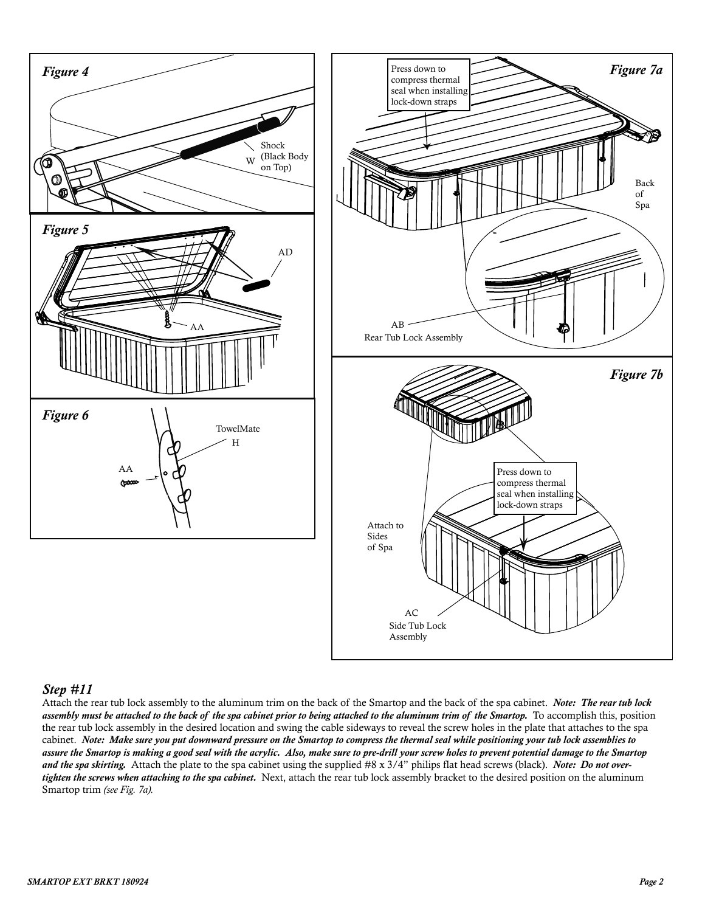Figure 4

Shock (Black Body on Top)

W

Figure 5

AD

AA

Figure 6

TowelMate

H

AA

Figure 7a

Press down to compress thermal seal when installing lock-down straps

Back of Spa

AB

Rear Tub Lock Assembly

Figure 7b

Press down to compress thermal seal when installing lock-down straps

Attach to Sides of Spa

AC

Side Tub Lock Assembly

## Step #11

Attach the rear tub lock assembly to the aluminum trim on the back of the Smartop and the back of the spa cabinet. ***Note: The rear tub lock assembly must be attached to the back of the spa cabinet prior to being attached to the aluminum trim of the Smartop.*** To accomplish this, position the rear tub lock assembly in the desired location and swing the cable sideways to reveal the screw holes in the plate that attaches to the spa cabinet. ***Note: Make sure you put downward pressure on the Smartop to compress the thermal seal while positioning your tub lock assemblies to assure the Smartop is making a good seal with the acrylic. Also, make sure to pre-drill your screw holes to prevent potential damage to the Smartop and the spa skirting.*** Attach the plate to the spa cabinet using the supplied #8 x 3/4" philips flat head screws (black). ***Note: Do not over-tighten the screws when attaching to the spa cabinet.*** Next, attach the rear tub lock assembly bracket to the desired position on the aluminum Smartop trim *(see Fig. 7a).*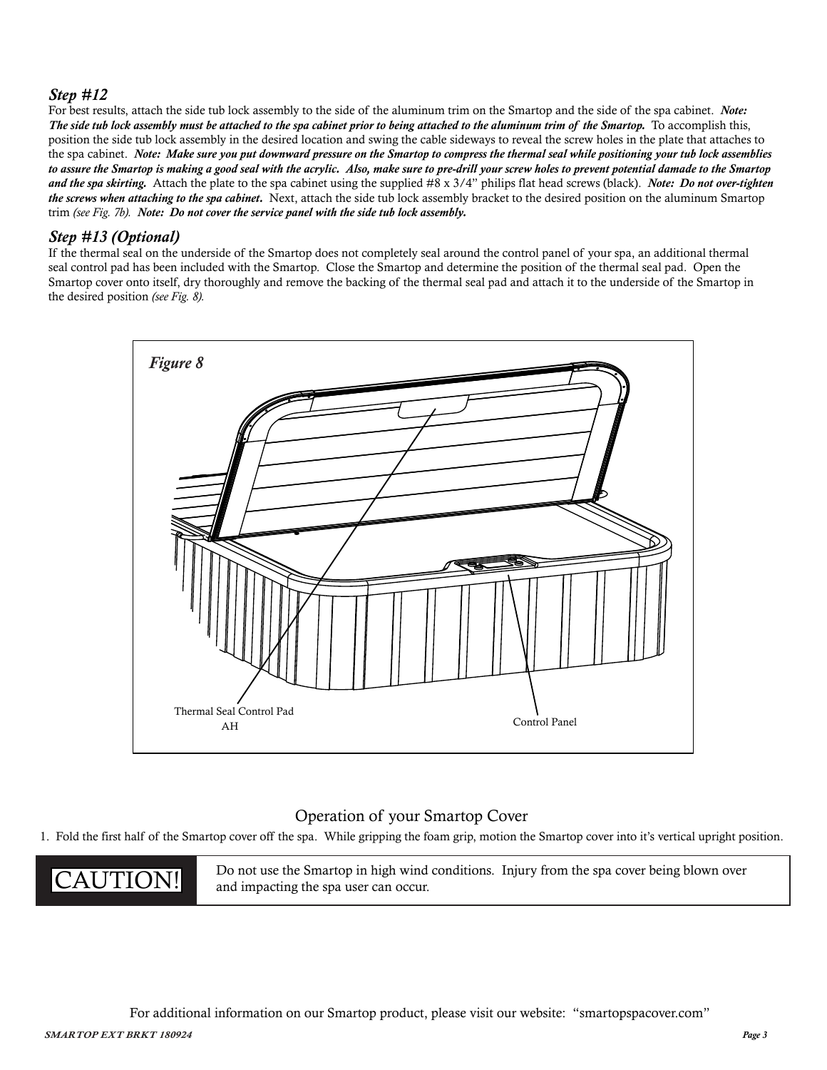### *Step #12*

For best results, attach the side tub lock assembly to the side of the aluminum trim on the Smartop and the side of the spa cabinet. ***Note: The side tub lock assembly must be attached to the spa cabinet prior to being attached to the aluminum trim of the Smartop.*** To accomplish this, position the side tub lock assembly in the desired location and swing the cable sideways to reveal the screw holes in the plate that attaches to the spa cabinet. ***Note: Make sure you put downward pressure on the Smartop to compress the thermal seal while positioning your tub lock assemblies to assure the Smartop is making a good seal with the acrylic. Also, make sure to pre-drill your screw holes to prevent potential damade to the Smartop and the spa skirting.*** Attach the plate to the spa cabinet using the supplied #8 x 3/4" philips flat head screws (black). ***Note: Do not over-tighten the screws when attaching to the spa cabinet.*** Next, attach the side tub lock assembly bracket to the desired position on the aluminum Smartop trim *(see Fig. 7b)*. ***Note: Do not cover the service panel with the side tub lock assembly.***

### *Step #13 (Optional)*

If the thermal seal on the underside of the Smartop does not completely seal around the control panel of your spa, an additional thermal seal control pad has been included with the Smartop. Close the Smartop and determine the position of the thermal seal pad. Open the Smartop cover onto itself, dry thoroughly and remove the backing of the thermal seal pad and attach it to the underside of the Smartop in the desired position *(see Fig. 8)*.

*Figure 8*

Thermal Seal Control Pad AH

Control Panel

## Operation of your Smartop Cover

1. Fold the first half of the Smartop cover off the spa. While gripping the foam grip, motion the Smartop cover into it's vertical upright position.

**CAUTION!** Do not use the Smartop in high wind conditions. Injury from the spa cover being blown over and impacting the spa user can occur.

For additional information on our Smartop product, please visit our website: "smartopspacover.com"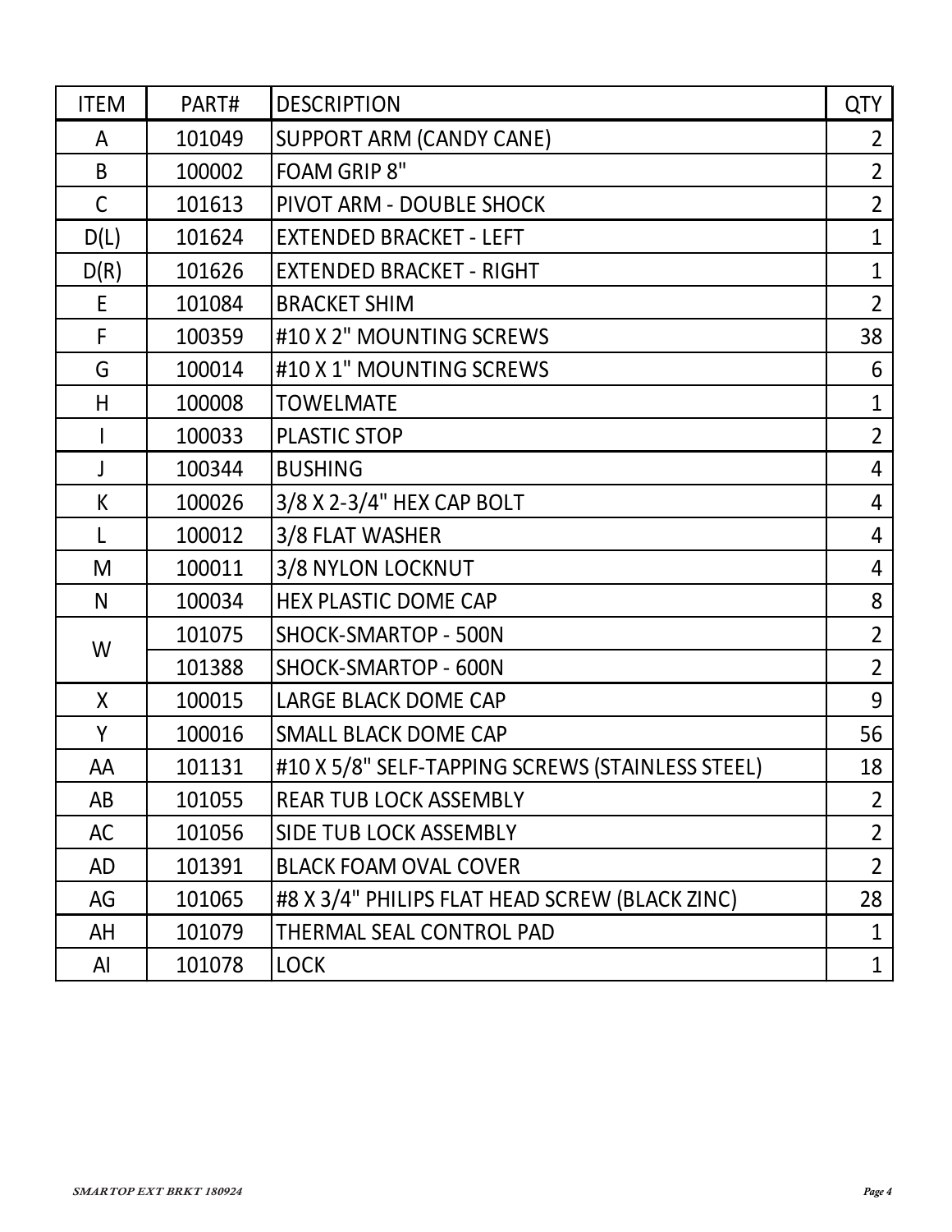| ITEM | PART# | DESCRIPTION | QTY |
|---|---|---|---|
| A | 101049 | SUPPORT ARM (CANDY CANE) | 2 |
| B | 100002 | FOAM GRIP 8" | 2 |
| C | 101613 | PIVOT ARM - DOUBLE SHOCK | 2 |
| D(L) | 101624 | EXTENDED BRACKET - LEFT | 1 |
| D(R) | 101626 | EXTENDED BRACKET - RIGHT | 1 |
| E | 101084 | BRACKET SHIM | 2 |
| F | 100359 | #10 X 2" MOUNTING SCREWS | 38 |
| G | 100014 | #10 X 1" MOUNTING SCREWS | 6 |
| H | 100008 | TOWELMATE | 1 |
| I | 100033 | PLASTIC STOP | 2 |
| J | 100344 | BUSHING | 4 |
| K | 100026 | 3/8 X 2-3/4" HEX CAP BOLT | 4 |
| L | 100012 | 3/8 FLAT WASHER | 4 |
| M | 100011 | 3/8 NYLON LOCKNUT | 4 |
| N | 100034 | HEX PLASTIC DOME CAP | 8 |
| W | 101075 | SHOCK-SMARTOP - 500N | 2 |
| | 101388 | SHOCK-SMARTOP - 600N | 2 |
| X | 100015 | LARGE BLACK DOME CAP | 9 |
| Y | 100016 | SMALL BLACK DOME CAP | 56 |
| AA | 101131 | #10 X 5/8" SELF-TAPPING SCREWS (STAINLESS STEEL) | 18 |
| AB | 101055 | REAR TUB LOCK ASSEMBLY | 2 |
| AC | 101056 | SIDE TUB LOCK ASSEMBLY | 2 |
| AD | 101391 | BLACK FOAM OVAL COVER | 2 |
| AG | 101065 | #8 X 3/4" PHILIPS FLAT HEAD SCREW (BLACK ZINC) | 28 |
| AH | 101079 | THERMAL SEAL CONTROL PAD | 1 |
| AI | 101078 | LOCK | 1 |